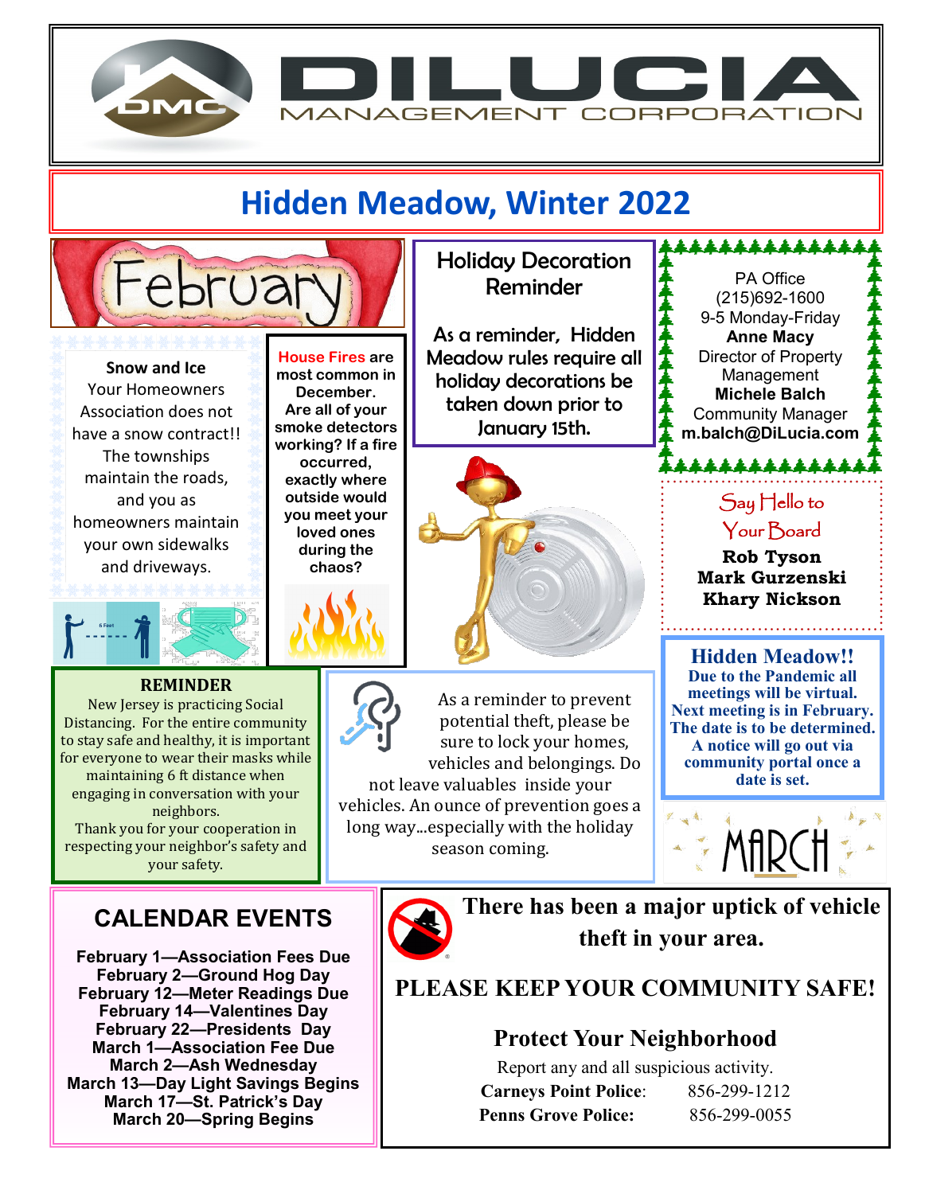# DILUCIA MANAGEMENT CORPORATION

## Hidden Meadow, Winter 2022

February

**Snow and Ice**
Your Homeowners Association does not have a snow contract!! The townships maintain the roads, and you as homeowners maintain your own sidewalks and driveways.

**House Fires are most common in December. Are all of your smoke detectors working? If a fire occurred, exactly where outside would you meet your loved ones during the chaos?**

### Holiday Decoration Reminder

As a reminder, Hidden Meadow rules require all holiday decorations be taken down prior to January 15th.

PA Office
(215)692-1600
9-5 Monday-Friday
**Anne Macy**
Director of Property Management
**Michele Balch**
Community Manager
**m.balch@DiLucia.com**

Say Hello to Your Board

**Rob Tyson**
**Mark Gurzenski**
**Khary Nickson**

**REMINDER**

New Jersey is practicing Social Distancing. For the entire community to stay safe and healthy, it is important for everyone to wear their masks while maintaining 6 ft distance when engaging in conversation with your neighbors.
Thank you for your cooperation in respecting your neighbor's safety and your safety.

As a reminder to prevent potential theft, please be sure to lock your homes, vehicles and belongings. Do not leave valuables inside your vehicles. An ounce of prevention goes a long way...especially with the holiday season coming.

**Hidden Meadow!!**
**Due to the Pandemic all meetings will be virtual. Next meeting is in February. The date is to be determined. A notice will go out via community portal once a date is set.**

MARCH

### CALENDAR EVENTS

**February 1—Association Fees Due**
**February 2—Ground Hog Day**
**February 12—Meter Readings Due**
**February 14—Valentines Day**
**February 22—Presidents Day**
**March 1—Association Fee Due**
**March 2—Ash Wednesday**
**March 13—Day Light Savings Begins**
**March 17—St. Patrick's Day**
**March 20—Spring Begins**

**There has been a major uptick of vehicle theft in your area.**

**PLEASE KEEP YOUR COMMUNITY SAFE!**

### Protect Your Neighborhood

Report any and all suspicious activity.

**Carneys Point Police**: 856-299-1212
**Penns Grove Police:** 856-299-0055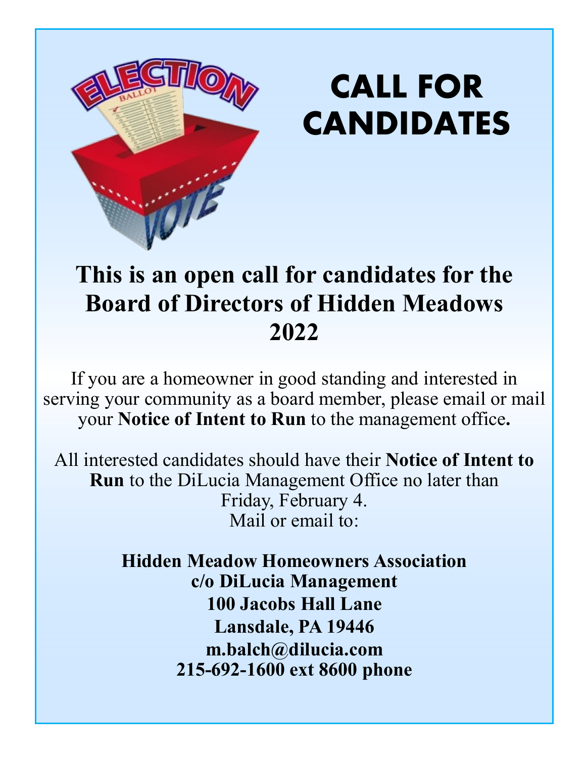# CALL FOR CANDIDATES

## This is an open call for candidates for the Board of Directors of Hidden Meadows 2022

If you are a homeowner in good standing and interested in serving your community as a board member, please email or mail your **Notice of Intent to Run** to the management office**.**

All interested candidates should have their **Notice of Intent to Run** to the DiLucia Management Office no later than Friday, February 4.
Mail or email to:

**Hidden Meadow Homeowners Association**
**c/o DiLucia Management**
**100 Jacobs Hall Lane**
**Lansdale, PA 19446**
**m.balch@dilucia.com**
**215-692-1600 ext 8600 phone**